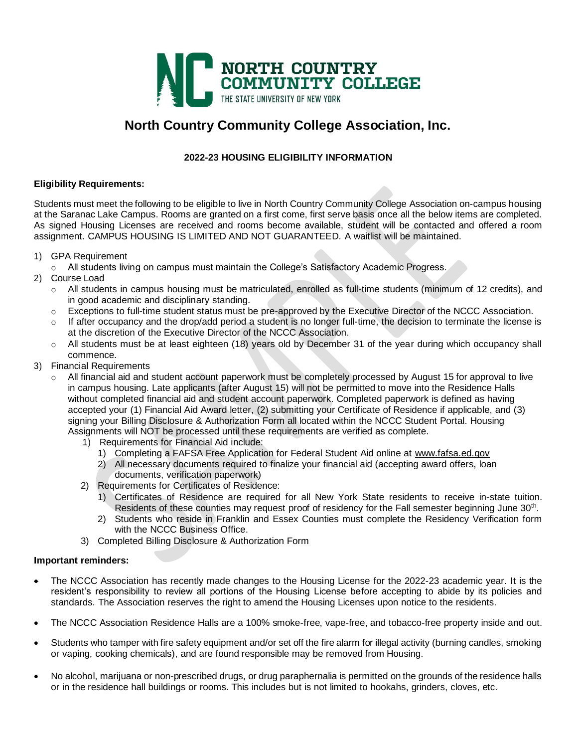# North Country Community College Association, Inc.

## 2022-23 HOUSING ELIGIBILITY INFORMATION

**Eligibility Requirements:**

Students must meet the following to be eligible to live in North Country Community College Association on-campus housing at the Saranac Lake Campus. Rooms are granted on a first come, first serve basis once all the below items are completed. As signed Housing Licenses are received and rooms become available, student will be contacted and offered a room assignment. CAMPUS HOUSING IS LIMITED AND NOT GUARANTEED. A waitlist will be maintained.

1) GPA Requirement
   - All students living on campus must maintain the College's Satisfactory Academic Progress.
2) Course Load
   - All students in campus housing must be matriculated, enrolled as full-time students (minimum of 12 credits), and in good academic and disciplinary standing.
   - Exceptions to full-time student status must be pre-approved by the Executive Director of the NCCC Association.
   - If after occupancy and the drop/add period a student is no longer full-time, the decision to terminate the license is at the discretion of the Executive Director of the NCCC Association.
   - All students must be at least eighteen (18) years old by December 31 of the year during which occupancy shall commence.
3) Financial Requirements
   - All financial aid and student account paperwork must be completely processed by August 15 for approval to live in campus housing. Late applicants (after August 15) will not be permitted to move into the Residence Halls without completed financial aid and student account paperwork. Completed paperwork is defined as having accepted your (1) Financial Aid Award letter, (2) submitting your Certificate of Residence if applicable, and (3) signing your Billing Disclosure & Authorization Form all located within the NCCC Student Portal. Housing Assignments will NOT be processed until these requirements are verified as complete.
     1) Requirements for Financial Aid include:
        1) Completing a FAFSA Free Application for Federal Student Aid online at www.fafsa.ed.gov
        2) All necessary documents required to finalize your financial aid (accepting award offers, loan documents, verification paperwork)
     2) Requirements for Certificates of Residence:
        1) Certificates of Residence are required for all New York State residents to receive in-state tuition. Residents of these counties may request proof of residency for the Fall semester beginning June 30th.
        2) Students who reside in Franklin and Essex Counties must complete the Residency Verification form with the NCCC Business Office.
     3) Completed Billing Disclosure & Authorization Form

**Important reminders:**

- The NCCC Association has recently made changes to the Housing License for the 2022-23 academic year. It is the resident's responsibility to review all portions of the Housing License before accepting to abide by its policies and standards. The Association reserves the right to amend the Housing Licenses upon notice to the residents.
- The NCCC Association Residence Halls are a 100% smoke-free, vape-free, and tobacco-free property inside and out.
- Students who tamper with fire safety equipment and/or set off the fire alarm for illegal activity (burning candles, smoking or vaping, cooking chemicals), and are found responsible may be removed from Housing.
- No alcohol, marijuana or non-prescribed drugs, or drug paraphernalia is permitted on the grounds of the residence halls or in the residence hall buildings or rooms. This includes but is not limited to hookahs, grinders, cloves, etc.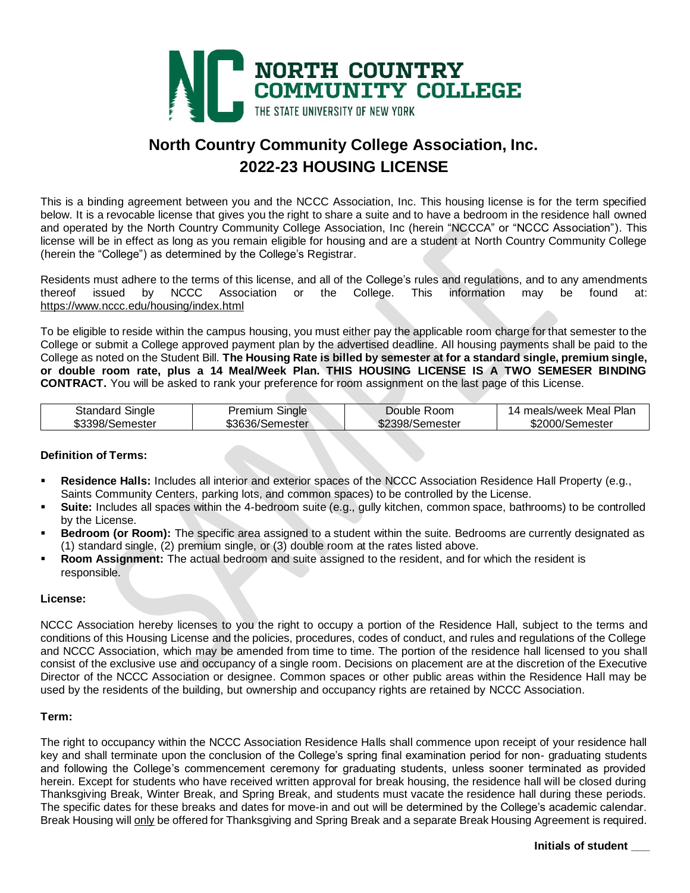# North Country Community College Association, Inc.

## 2022-23 HOUSING LICENSE

This is a binding agreement between you and the NCCC Association, Inc. This housing license is for the term specified below. It is a revocable license that gives you the right to share a suite and to have a bedroom in the residence hall owned and operated by the North Country Community College Association, Inc (herein "NCCCA" or "NCCC Association"). This license will be in effect as long as you remain eligible for housing and are a student at North Country Community College (herein the "College") as determined by the College's Registrar.

Residents must adhere to the terms of this license, and all of the College's rules and regulations, and to any amendments thereof issued by NCCC Association or the College. This information may be found at: https://www.nccc.edu/housing/index.html

To be eligible to reside within the campus housing, you must either pay the applicable room charge for that semester to the College or submit a College approved payment plan by the advertised deadline. All housing payments shall be paid to the College as noted on the Student Bill. **The Housing Rate is billed by semester at for a standard single, premium single, or double room rate, plus a 14 Meal/Week Plan. THIS HOUSING LICENSE IS A TWO SEMESER BINDING CONTRACT.** You will be asked to rank your preference for room assignment on the last page of this License.

| Standard Single | Premium Single | Double Room | 14 meals/week Meal Plan |
|---|---|---|---|
| $3398/Semester | $3636/Semester | $2398/Semester | $2000/Semester |

### Definition of Terms:

- **Residence Halls:** Includes all interior and exterior spaces of the NCCC Association Residence Hall Property (e.g., Saints Community Centers, parking lots, and common spaces) to be controlled by the License.
- **Suite:** Includes all spaces within the 4-bedroom suite (e.g., gully kitchen, common space, bathrooms) to be controlled by the License.
- **Bedroom (or Room):** The specific area assigned to a student within the suite. Bedrooms are currently designated as (1) standard single, (2) premium single, or (3) double room at the rates listed above.
- **Room Assignment:** The actual bedroom and suite assigned to the resident, and for which the resident is responsible.

### License:

NCCC Association hereby licenses to you the right to occupy a portion of the Residence Hall, subject to the terms and conditions of this Housing License and the policies, procedures, codes of conduct, and rules and regulations of the College and NCCC Association, which may be amended from time to time. The portion of the residence hall licensed to you shall consist of the exclusive use and occupancy of a single room. Decisions on placement are at the discretion of the Executive Director of the NCCC Association or designee. Common spaces or other public areas within the Residence Hall may be used by the residents of the building, but ownership and occupancy rights are retained by NCCC Association.

### Term:

The right to occupancy within the NCCC Association Residence Halls shall commence upon receipt of your residence hall key and shall terminate upon the conclusion of the College's spring final examination period for non- graduating students and following the College's commencement ceremony for graduating students, unless sooner terminated as provided herein. Except for students who have received written approval for break housing, the residence hall will be closed during Thanksgiving Break, Winter Break, and Spring Break, and students must vacate the residence hall during these periods. The specific dates for these breaks and dates for move-in and out will be determined by the College's academic calendar. Break Housing will only be offered for Thanksgiving and Spring Break and a separate Break Housing Agreement is required.

**Initials of student \_\_\_**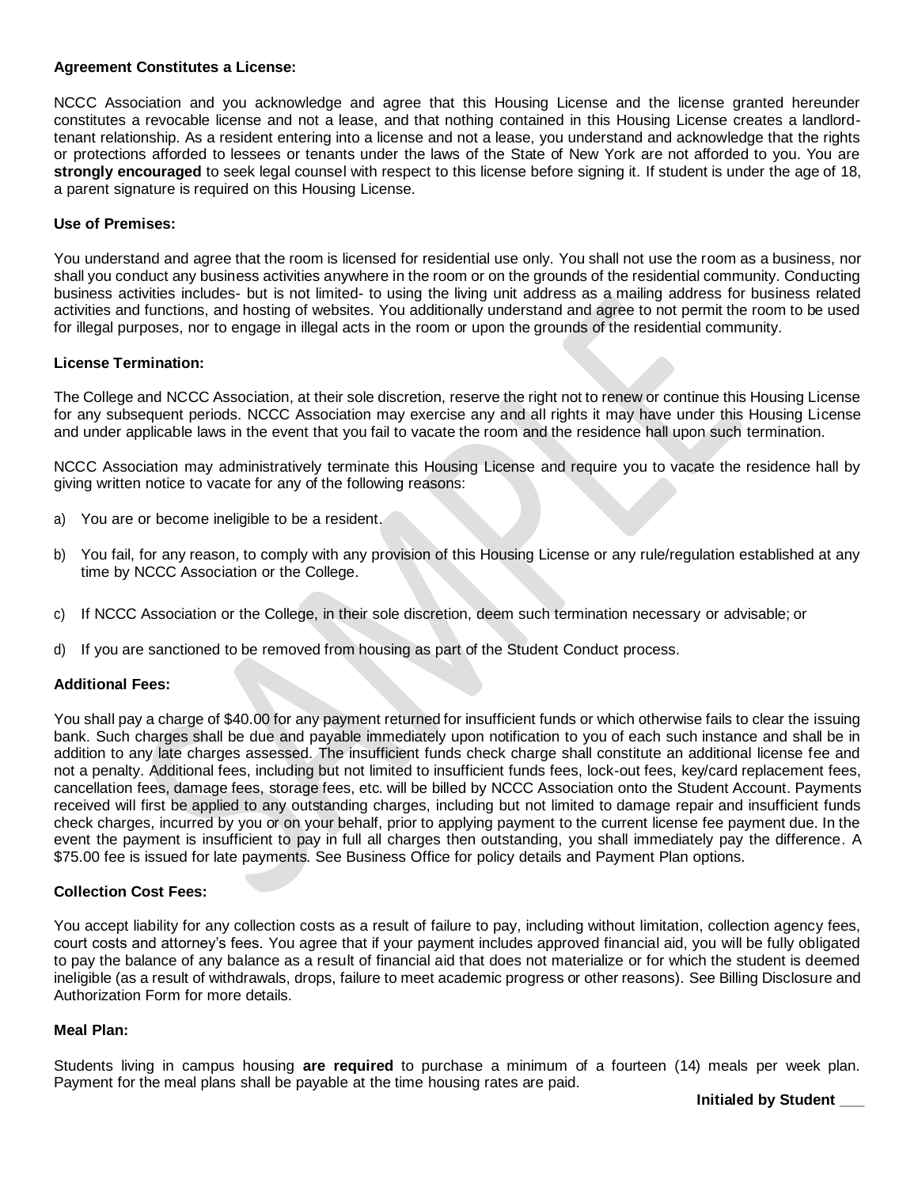**Agreement Constitutes a License:**

NCCC Association and you acknowledge and agree that this Housing License and the license granted hereunder constitutes a revocable license and not a lease, and that nothing contained in this Housing License creates a landlord-tenant relationship. As a resident entering into a license and not a lease, you understand and acknowledge that the rights or protections afforded to lessees or tenants under the laws of the State of New York are not afforded to you. You are **strongly encouraged** to seek legal counsel with respect to this license before signing it. If student is under the age of 18, a parent signature is required on this Housing License.

**Use of Premises:**

You understand and agree that the room is licensed for residential use only. You shall not use the room as a business, nor shall you conduct any business activities anywhere in the room or on the grounds of the residential community. Conducting business activities includes- but is not limited- to using the living unit address as a mailing address for business related activities and functions, and hosting of websites. You additionally understand and agree to not permit the room to be used for illegal purposes, nor to engage in illegal acts in the room or upon the grounds of the residential community.

**License Termination:**

The College and NCCC Association, at their sole discretion, reserve the right not to renew or continue this Housing License for any subsequent periods. NCCC Association may exercise any and all rights it may have under this Housing License and under applicable laws in the event that you fail to vacate the room and the residence hall upon such termination.

NCCC Association may administratively terminate this Housing License and require you to vacate the residence hall by giving written notice to vacate for any of the following reasons:

a) You are or become ineligible to be a resident.

b) You fail, for any reason, to comply with any provision of this Housing License or any rule/regulation established at any time by NCCC Association or the College.

c) If NCCC Association or the College, in their sole discretion, deem such termination necessary or advisable; or

d) If you are sanctioned to be removed from housing as part of the Student Conduct process.

**Additional Fees:**

You shall pay a charge of $40.00 for any payment returned for insufficient funds or which otherwise fails to clear the issuing bank. Such charges shall be due and payable immediately upon notification to you of each such instance and shall be in addition to any late charges assessed. The insufficient funds check charge shall constitute an additional license fee and not a penalty. Additional fees, including but not limited to insufficient funds fees, lock-out fees, key/card replacement fees, cancellation fees, damage fees, storage fees, etc. will be billed by NCCC Association onto the Student Account. Payments received will first be applied to any outstanding charges, including but not limited to damage repair and insufficient funds check charges, incurred by you or on your behalf, prior to applying payment to the current license fee payment due. In the event the payment is insufficient to pay in full all charges then outstanding, you shall immediately pay the difference. A $75.00 fee is issued for late payments. See Business Office for policy details and Payment Plan options.

**Collection Cost Fees:**

You accept liability for any collection costs as a result of failure to pay, including without limitation, collection agency fees, court costs and attorney's fees. You agree that if your payment includes approved financial aid, you will be fully obligated to pay the balance of any balance as a result of financial aid that does not materialize or for which the student is deemed ineligible (as a result of withdrawals, drops, failure to meet academic progress or other reasons). See Billing Disclosure and Authorization Form for more details.

**Meal Plan:**

Students living in campus housing **are required** to purchase a minimum of a fourteen (14) meals per week plan. Payment for the meal plans shall be payable at the time housing rates are paid.

**Initialed by Student ___**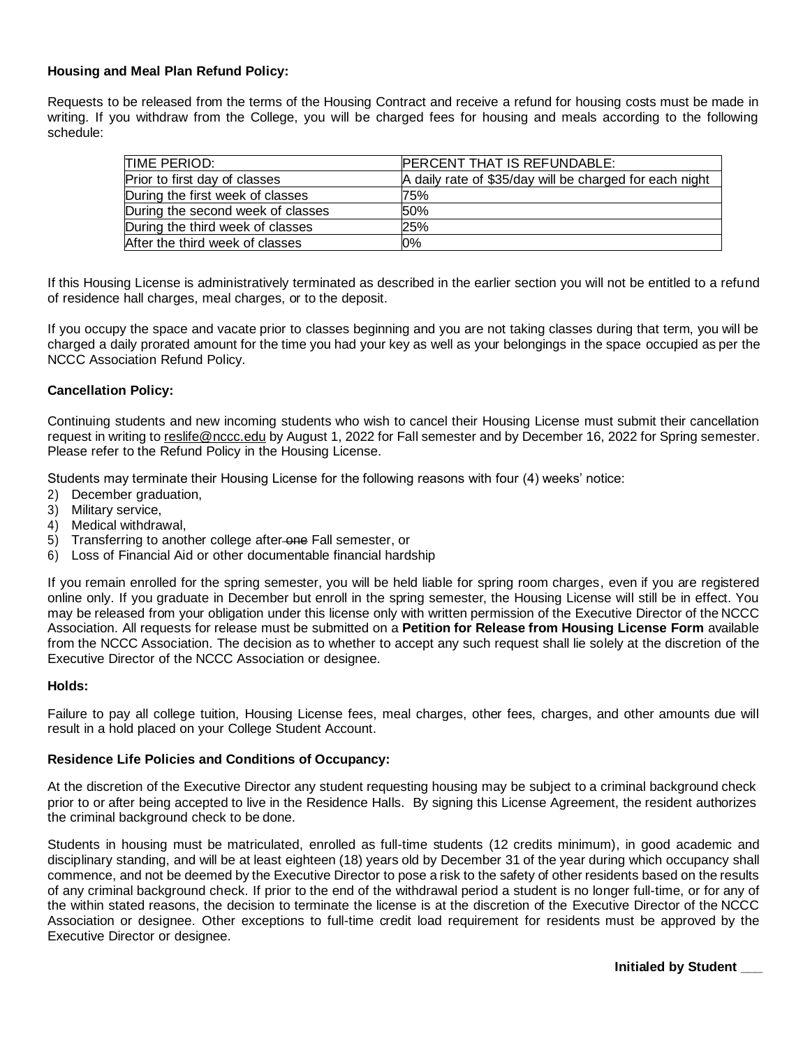**Housing and Meal Plan Refund Policy:**

Requests to be released from the terms of the Housing Contract and receive a refund for housing costs must be made in writing. If you withdraw from the College, you will be charged fees for housing and meals according to the following schedule:

| TIME PERIOD: | PERCENT THAT IS REFUNDABLE: |
|---|---|
| Prior to first day of classes | A daily rate of $35/day will be charged for each night |
| During the first week of classes | 75% |
| During the second week of classes | 50% |
| During the third week of classes | 25% |
| After the third week of classes | 0% |

If this Housing License is administratively terminated as described in the earlier section you will not be entitled to a refund of residence hall charges, meal charges, or to the deposit.

If you occupy the space and vacate prior to classes beginning and you are not taking classes during that term, you will be charged a daily prorated amount for the time you had your key as well as your belongings in the space occupied as per the NCCC Association Refund Policy.

**Cancellation Policy:**

Continuing students and new incoming students who wish to cancel their Housing License must submit their cancellation request in writing to reslife@nccc.edu by August 1, 2022 for Fall semester and by December 16, 2022 for Spring semester. Please refer to the Refund Policy in the Housing License.

Students may terminate their Housing License for the following reasons with four (4) weeks' notice:

2) December graduation,
3) Military service,
4) Medical withdrawal,
5) Transferring to another college after ~~one~~ Fall semester, or
6) Loss of Financial Aid or other documentable financial hardship

If you remain enrolled for the spring semester, you will be held liable for spring room charges, even if you are registered online only. If you graduate in December but enroll in the spring semester, the Housing License will still be in effect. You may be released from your obligation under this license only with written permission of the Executive Director of the NCCC Association. All requests for release must be submitted on a **Petition for Release from Housing License Form** available from the NCCC Association. The decision as to whether to accept any such request shall lie solely at the discretion of the Executive Director of the NCCC Association or designee.

**Holds:**

Failure to pay all college tuition, Housing License fees, meal charges, other fees, charges, and other amounts due will result in a hold placed on your College Student Account.

**Residence Life Policies and Conditions of Occupancy:**

At the discretion of the Executive Director any student requesting housing may be subject to a criminal background check prior to or after being accepted to live in the Residence Halls. By signing this License Agreement, the resident authorizes the criminal background check to be done.

Students in housing must be matriculated, enrolled as full-time students (12 credits minimum), in good academic and disciplinary standing, and will be at least eighteen (18) years old by December 31 of the year during which occupancy shall commence, and not be deemed by the Executive Director to pose a risk to the safety of other residents based on the results of any criminal background check. If prior to the end of the withdrawal period a student is no longer full-time, or for any of the within stated reasons, the decision to terminate the license is at the discretion of the Executive Director of the NCCC Association or designee. Other exceptions to full-time credit load requirement for residents must be approved by the Executive Director or designee.

**Initialed by Student ___**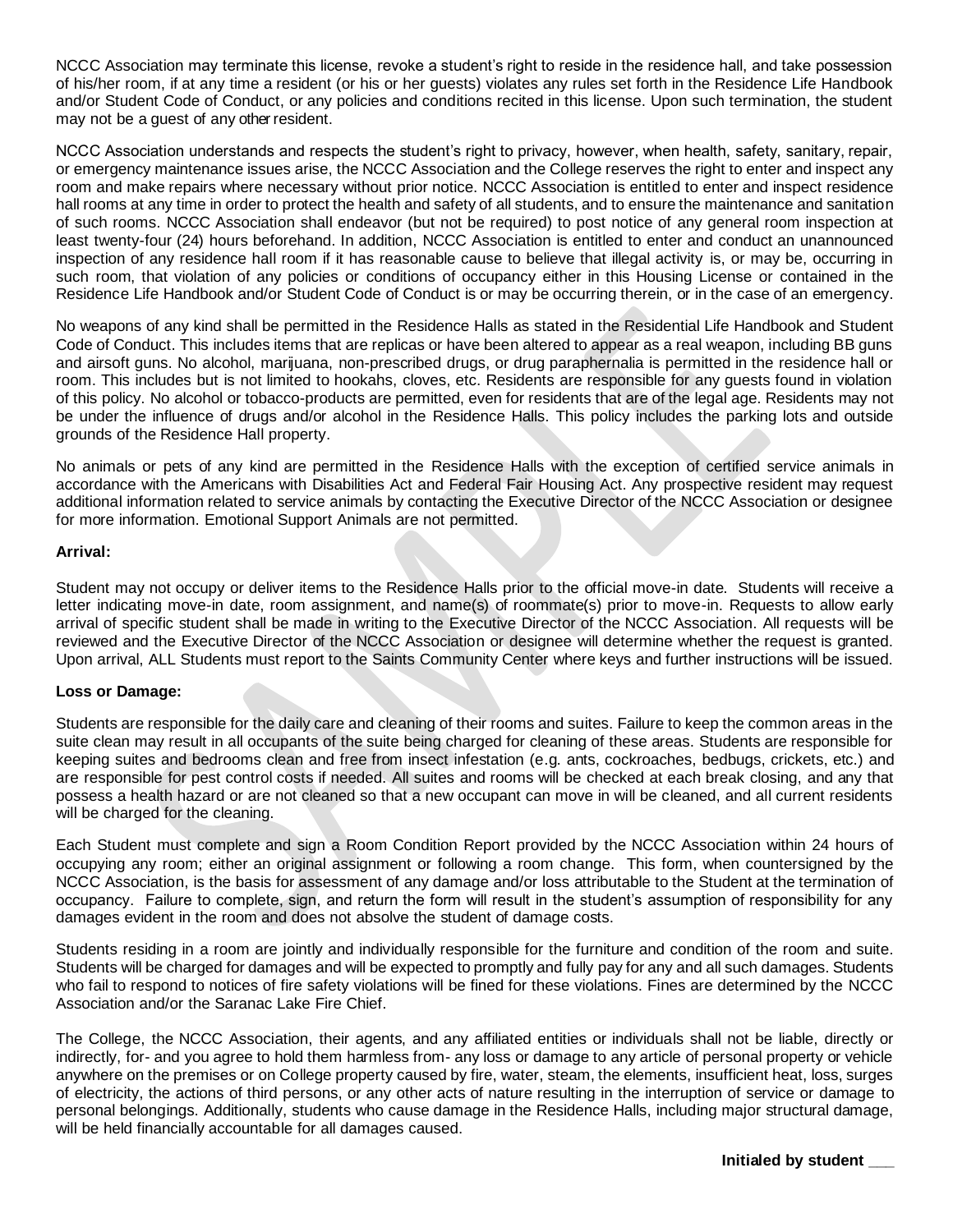NCCC Association may terminate this license, revoke a student's right to reside in the residence hall, and take possession of his/her room, if at any time a resident (or his or her guests) violates any rules set forth in the Residence Life Handbook and/or Student Code of Conduct, or any policies and conditions recited in this license. Upon such termination, the student may not be a guest of any other resident.

NCCC Association understands and respects the student's right to privacy, however, when health, safety, sanitary, repair, or emergency maintenance issues arise, the NCCC Association and the College reserves the right to enter and inspect any room and make repairs where necessary without prior notice. NCCC Association is entitled to enter and inspect residence hall rooms at any time in order to protect the health and safety of all students, and to ensure the maintenance and sanitation of such rooms. NCCC Association shall endeavor (but not be required) to post notice of any general room inspection at least twenty-four (24) hours beforehand. In addition, NCCC Association is entitled to enter and conduct an unannounced inspection of any residence hall room if it has reasonable cause to believe that illegal activity is, or may be, occurring in such room, that violation of any policies or conditions of occupancy either in this Housing License or contained in the Residence Life Handbook and/or Student Code of Conduct is or may be occurring therein, or in the case of an emergency.

No weapons of any kind shall be permitted in the Residence Halls as stated in the Residential Life Handbook and Student Code of Conduct. This includes items that are replicas or have been altered to appear as a real weapon, including BB guns and airsoft guns. No alcohol, marijuana, non-prescribed drugs, or drug paraphernalia is permitted in the residence hall or room. This includes but is not limited to hookahs, cloves, etc. Residents are responsible for any guests found in violation of this policy. No alcohol or tobacco-products are permitted, even for residents that are of the legal age. Residents may not be under the influence of drugs and/or alcohol in the Residence Halls. This policy includes the parking lots and outside grounds of the Residence Hall property.

No animals or pets of any kind are permitted in the Residence Halls with the exception of certified service animals in accordance with the Americans with Disabilities Act and Federal Fair Housing Act. Any prospective resident may request additional information related to service animals by contacting the Executive Director of the NCCC Association or designee for more information. Emotional Support Animals are not permitted.

**Arrival:**

Student may not occupy or deliver items to the Residence Halls prior to the official move-in date. Students will receive a letter indicating move-in date, room assignment, and name(s) of roommate(s) prior to move-in. Requests to allow early arrival of specific student shall be made in writing to the Executive Director of the NCCC Association. All requests will be reviewed and the Executive Director of the NCCC Association or designee will determine whether the request is granted. Upon arrival, ALL Students must report to the Saints Community Center where keys and further instructions will be issued.

**Loss or Damage:**

Students are responsible for the daily care and cleaning of their rooms and suites. Failure to keep the common areas in the suite clean may result in all occupants of the suite being charged for cleaning of these areas. Students are responsible for keeping suites and bedrooms clean and free from insect infestation (e.g. ants, cockroaches, bedbugs, crickets, etc.) and are responsible for pest control costs if needed. All suites and rooms will be checked at each break closing, and any that possess a health hazard or are not cleaned so that a new occupant can move in will be cleaned, and all current residents will be charged for the cleaning.

Each Student must complete and sign a Room Condition Report provided by the NCCC Association within 24 hours of occupying any room; either an original assignment or following a room change. This form, when countersigned by the NCCC Association, is the basis for assessment of any damage and/or loss attributable to the Student at the termination of occupancy. Failure to complete, sign, and return the form will result in the student's assumption of responsibility for any damages evident in the room and does not absolve the student of damage costs.

Students residing in a room are jointly and individually responsible for the furniture and condition of the room and suite. Students will be charged for damages and will be expected to promptly and fully pay for any and all such damages. Students who fail to respond to notices of fire safety violations will be fined for these violations. Fines are determined by the NCCC Association and/or the Saranac Lake Fire Chief.

The College, the NCCC Association, their agents, and any affiliated entities or individuals shall not be liable, directly or indirectly, for- and you agree to hold them harmless from- any loss or damage to any article of personal property or vehicle anywhere on the premises or on College property caused by fire, water, steam, the elements, insufficient heat, loss, surges of electricity, the actions of third persons, or any other acts of nature resulting in the interruption of service or damage to personal belongings. Additionally, students who cause damage in the Residence Halls, including major structural damage, will be held financially accountable for all damages caused.

**Initialed by student ___**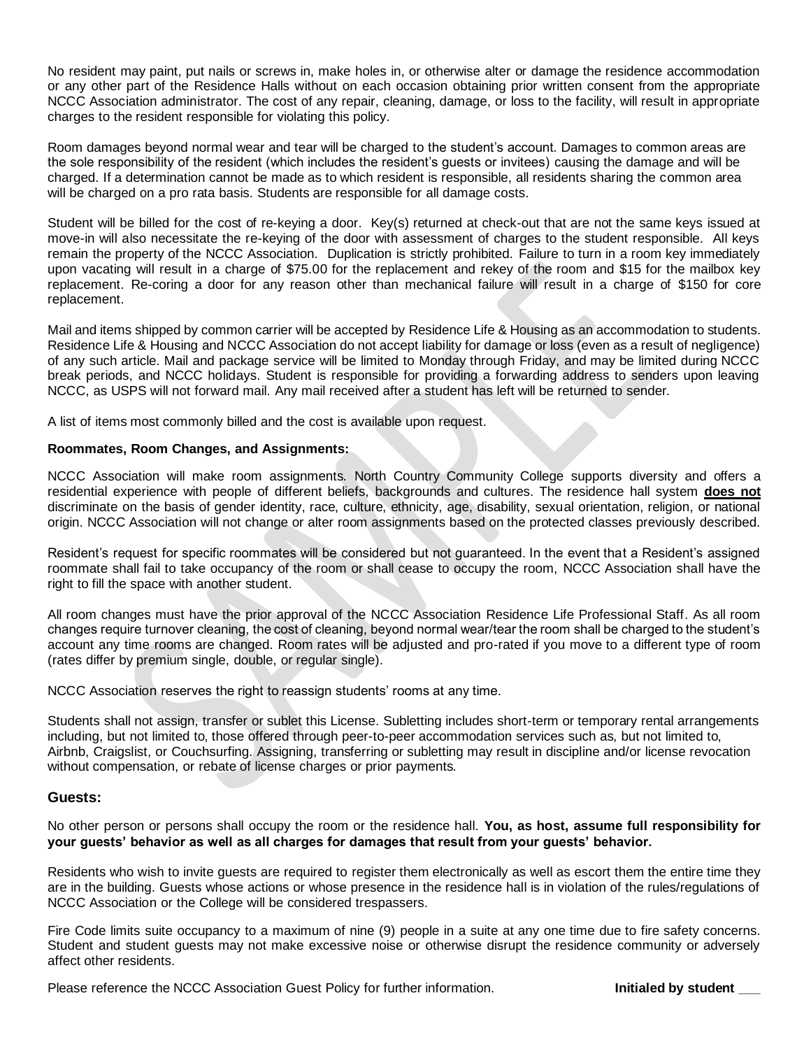No resident may paint, put nails or screws in, make holes in, or otherwise alter or damage the residence accommodation or any other part of the Residence Halls without on each occasion obtaining prior written consent from the appropriate NCCC Association administrator. The cost of any repair, cleaning, damage, or loss to the facility, will result in appropriate charges to the resident responsible for violating this policy.

Room damages beyond normal wear and tear will be charged to the student's account. Damages to common areas are the sole responsibility of the resident (which includes the resident's guests or invitees) causing the damage and will be charged. If a determination cannot be made as to which resident is responsible, all residents sharing the common area will be charged on a pro rata basis. Students are responsible for all damage costs.

Student will be billed for the cost of re-keying a door. Key(s) returned at check-out that are not the same keys issued at move-in will also necessitate the re-keying of the door with assessment of charges to the student responsible. All keys remain the property of the NCCC Association. Duplication is strictly prohibited. Failure to turn in a room key immediately upon vacating will result in a charge of $75.00 for the replacement and rekey of the room and $15 for the mailbox key replacement. Re-coring a door for any reason other than mechanical failure will result in a charge of $150 for core replacement.

Mail and items shipped by common carrier will be accepted by Residence Life & Housing as an accommodation to students. Residence Life & Housing and NCCC Association do not accept liability for damage or loss (even as a result of negligence) of any such article. Mail and package service will be limited to Monday through Friday, and may be limited during NCCC break periods, and NCCC holidays. Student is responsible for providing a forwarding address to senders upon leaving NCCC, as USPS will not forward mail. Any mail received after a student has left will be returned to sender.

A list of items most commonly billed and the cost is available upon request.

**Roommates, Room Changes, and Assignments:**

NCCC Association will make room assignments. North Country Community College supports diversity and offers a residential experience with people of different beliefs, backgrounds and cultures. The residence hall system **does not** discriminate on the basis of gender identity, race, culture, ethnicity, age, disability, sexual orientation, religion, or national origin. NCCC Association will not change or alter room assignments based on the protected classes previously described.

Resident's request for specific roommates will be considered but not guaranteed. In the event that a Resident's assigned roommate shall fail to take occupancy of the room or shall cease to occupy the room, NCCC Association shall have the right to fill the space with another student.

All room changes must have the prior approval of the NCCC Association Residence Life Professional Staff. As all room changes require turnover cleaning, the cost of cleaning, beyond normal wear/tear the room shall be charged to the student's account any time rooms are changed. Room rates will be adjusted and pro-rated if you move to a different type of room (rates differ by premium single, double, or regular single).

NCCC Association reserves the right to reassign students' rooms at any time.

Students shall not assign, transfer or sublet this License. Subletting includes short-term or temporary rental arrangements including, but not limited to, those offered through peer-to-peer accommodation services such as, but not limited to, Airbnb, Craigslist, or Couchsurfing. Assigning, transferring or subletting may result in discipline and/or license revocation without compensation, or rebate of license charges or prior payments.

## Guests:

No other person or persons shall occupy the room or the residence hall. **You, as host, assume full responsibility for your guests' behavior as well as all charges for damages that result from your guests' behavior.**

Residents who wish to invite guests are required to register them electronically as well as escort them the entire time they are in the building. Guests whose actions or whose presence in the residence hall is in violation of the rules/regulations of NCCC Association or the College will be considered trespassers.

Fire Code limits suite occupancy to a maximum of nine (9) people in a suite at any one time due to fire safety concerns. Student and student guests may not make excessive noise or otherwise disrupt the residence community or adversely affect other residents.

Please reference the NCCC Association Guest Policy for further information. **Initialed by student \_\_\_**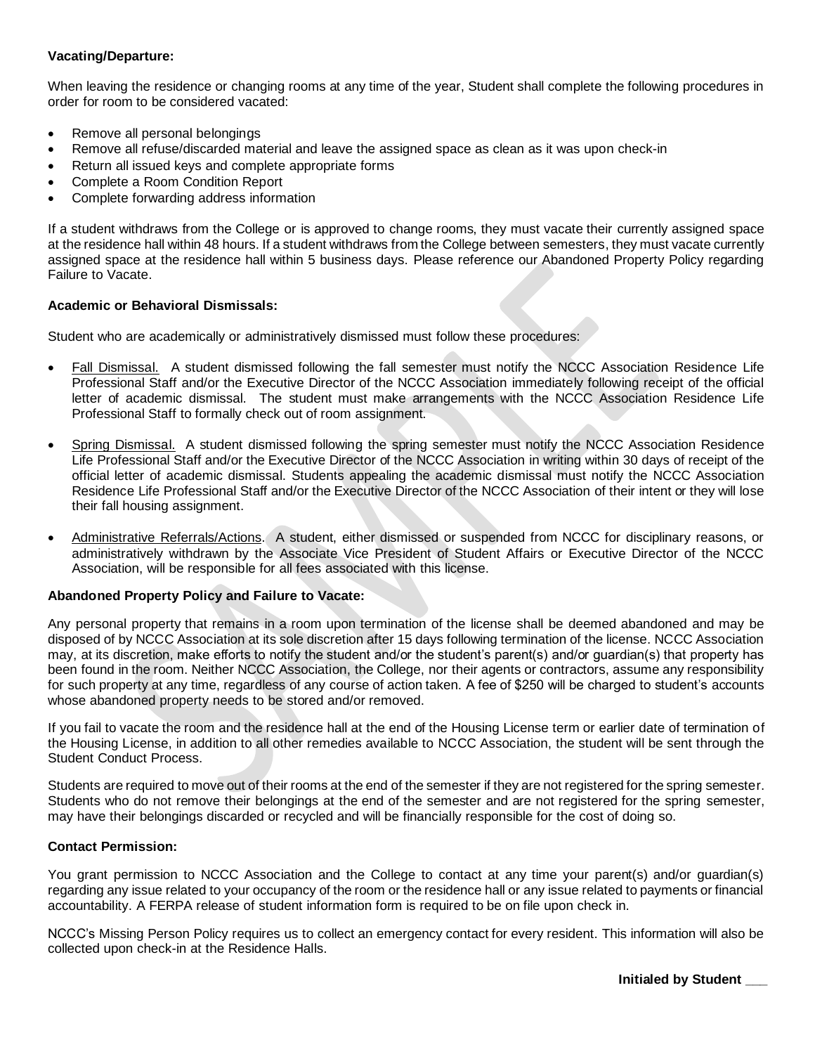**Vacating/Departure:**

When leaving the residence or changing rooms at any time of the year, Student shall complete the following procedures in order for room to be considered vacated:

- Remove all personal belongings
- Remove all refuse/discarded material and leave the assigned space as clean as it was upon check-in
- Return all issued keys and complete appropriate forms
- Complete a Room Condition Report
- Complete forwarding address information

If a student withdraws from the College or is approved to change rooms, they must vacate their currently assigned space at the residence hall within 48 hours. If a student withdraws from the College between semesters, they must vacate currently assigned space at the residence hall within 5 business days. Please reference our Abandoned Property Policy regarding Failure to Vacate.

**Academic or Behavioral Dismissals:**

Student who are academically or administratively dismissed must follow these procedures:

- Fall Dismissal. A student dismissed following the fall semester must notify the NCCC Association Residence Life Professional Staff and/or the Executive Director of the NCCC Association immediately following receipt of the official letter of academic dismissal. The student must make arrangements with the NCCC Association Residence Life Professional Staff to formally check out of room assignment.

- Spring Dismissal. A student dismissed following the spring semester must notify the NCCC Association Residence Life Professional Staff and/or the Executive Director of the NCCC Association in writing within 30 days of receipt of the official letter of academic dismissal. Students appealing the academic dismissal must notify the NCCC Association Residence Life Professional Staff and/or the Executive Director of the NCCC Association of their intent or they will lose their fall housing assignment.

- Administrative Referrals/Actions. A student, either dismissed or suspended from NCCC for disciplinary reasons, or administratively withdrawn by the Associate Vice President of Student Affairs or Executive Director of the NCCC Association, will be responsible for all fees associated with this license.

**Abandoned Property Policy and Failure to Vacate:**

Any personal property that remains in a room upon termination of the license shall be deemed abandoned and may be disposed of by NCCC Association at its sole discretion after 15 days following termination of the license. NCCC Association may, at its discretion, make efforts to notify the student and/or the student's parent(s) and/or guardian(s) that property has been found in the room. Neither NCCC Association, the College, nor their agents or contractors, assume any responsibility for such property at any time, regardless of any course of action taken. A fee of $250 will be charged to student's accounts whose abandoned property needs to be stored and/or removed.

If you fail to vacate the room and the residence hall at the end of the Housing License term or earlier date of termination of the Housing License, in addition to all other remedies available to NCCC Association, the student will be sent through the Student Conduct Process.

Students are required to move out of their rooms at the end of the semester if they are not registered for the spring semester. Students who do not remove their belongings at the end of the semester and are not registered for the spring semester, may have their belongings discarded or recycled and will be financially responsible for the cost of doing so.

**Contact Permission:**

You grant permission to NCCC Association and the College to contact at any time your parent(s) and/or guardian(s) regarding any issue related to your occupancy of the room or the residence hall or any issue related to payments or financial accountability. A FERPA release of student information form is required to be on file upon check in.

NCCC's Missing Person Policy requires us to collect an emergency contact for every resident. This information will also be collected upon check-in at the Residence Halls.

**Initialed by Student ___**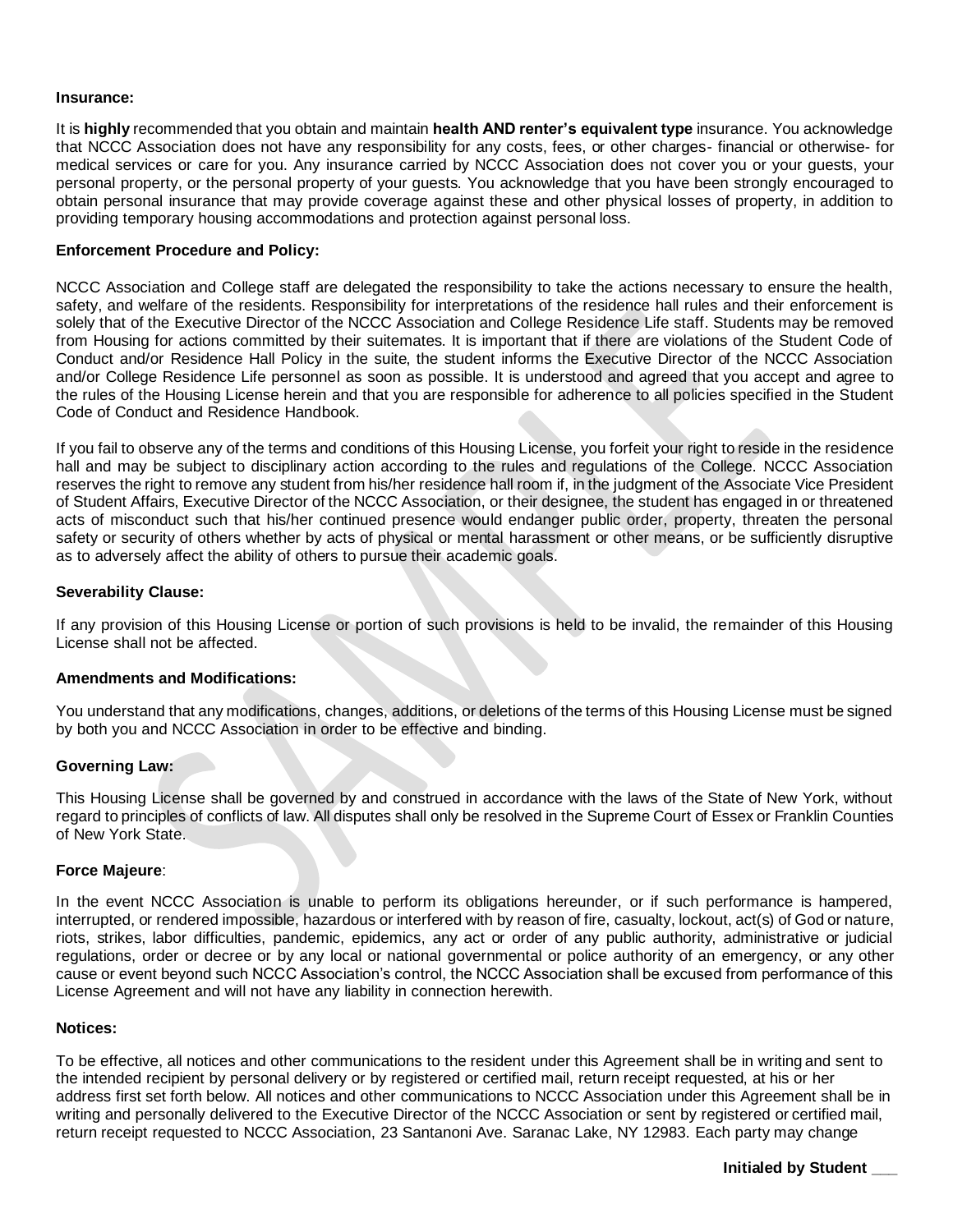**Insurance:**

It is **highly** recommended that you obtain and maintain **health AND renter's equivalent type** insurance. You acknowledge that NCCC Association does not have any responsibility for any costs, fees, or other charges- financial or otherwise- for medical services or care for you. Any insurance carried by NCCC Association does not cover you or your guests, your personal property, or the personal property of your guests. You acknowledge that you have been strongly encouraged to obtain personal insurance that may provide coverage against these and other physical losses of property, in addition to providing temporary housing accommodations and protection against personal loss.

**Enforcement Procedure and Policy:**

NCCC Association and College staff are delegated the responsibility to take the actions necessary to ensure the health, safety, and welfare of the residents. Responsibility for interpretations of the residence hall rules and their enforcement is solely that of the Executive Director of the NCCC Association and College Residence Life staff. Students may be removed from Housing for actions committed by their suitemates. It is important that if there are violations of the Student Code of Conduct and/or Residence Hall Policy in the suite, the student informs the Executive Director of the NCCC Association and/or College Residence Life personnel as soon as possible. It is understood and agreed that you accept and agree to the rules of the Housing License herein and that you are responsible for adherence to all policies specified in the Student Code of Conduct and Residence Handbook.

If you fail to observe any of the terms and conditions of this Housing License, you forfeit your right to reside in the residence hall and may be subject to disciplinary action according to the rules and regulations of the College. NCCC Association reserves the right to remove any student from his/her residence hall room if, in the judgment of the Associate Vice President of Student Affairs, Executive Director of the NCCC Association, or their designee, the student has engaged in or threatened acts of misconduct such that his/her continued presence would endanger public order, property, threaten the personal safety or security of others whether by acts of physical or mental harassment or other means, or be sufficiently disruptive as to adversely affect the ability of others to pursue their academic goals.

**Severability Clause:**

If any provision of this Housing License or portion of such provisions is held to be invalid, the remainder of this Housing License shall not be affected.

**Amendments and Modifications:**

You understand that any modifications, changes, additions, or deletions of the terms of this Housing License must be signed by both you and NCCC Association in order to be effective and binding.

**Governing Law:**

This Housing License shall be governed by and construed in accordance with the laws of the State of New York, without regard to principles of conflicts of law. All disputes shall only be resolved in the Supreme Court of Essex or Franklin Counties of New York State.

**Force Majeure**:

In the event NCCC Association is unable to perform its obligations hereunder, or if such performance is hampered, interrupted, or rendered impossible, hazardous or interfered with by reason of fire, casualty, lockout, act(s) of God or nature, riots, strikes, labor difficulties, pandemic, epidemics, any act or order of any public authority, administrative or judicial regulations, order or decree or by any local or national governmental or police authority of an emergency, or any other cause or event beyond such NCCC Association's control, the NCCC Association shall be excused from performance of this License Agreement and will not have any liability in connection herewith.

**Notices:**

To be effective, all notices and other communications to the resident under this Agreement shall be in writing and sent to the intended recipient by personal delivery or by registered or certified mail, return receipt requested, at his or her address first set forth below. All notices and other communications to NCCC Association under this Agreement shall be in writing and personally delivered to the Executive Director of the NCCC Association or sent by registered or certified mail, return receipt requested to NCCC Association, 23 Santanoni Ave. Saranac Lake, NY 12983. Each party may change

**Initialed by Student ___**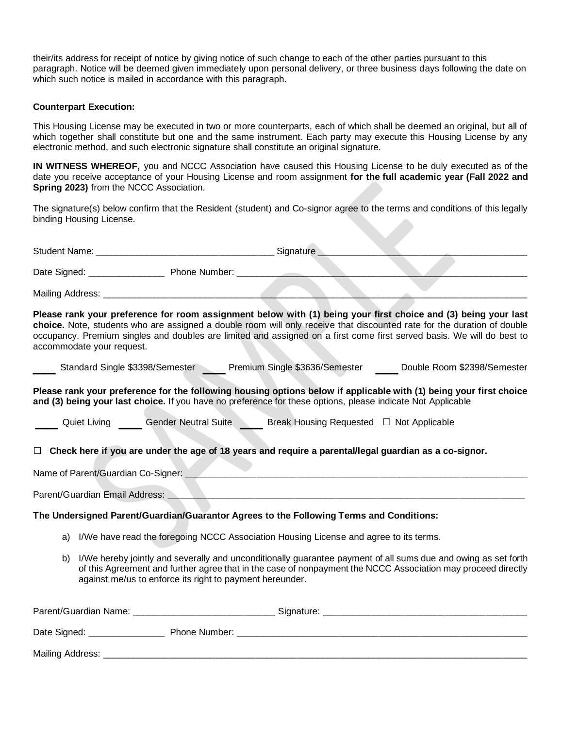their/its address for receipt of notice by giving notice of such change to each of the other parties pursuant to this paragraph. Notice will be deemed given immediately upon personal delivery, or three business days following the date on which such notice is mailed in accordance with this paragraph.

**Counterpart Execution:**

This Housing License may be executed in two or more counterparts, each of which shall be deemed an original, but all of which together shall constitute but one and the same instrument. Each party may execute this Housing License by any electronic method, and such electronic signature shall constitute an original signature.

**IN WITNESS WHEREOF,** you and NCCC Association have caused this Housing License to be duly executed as of the date you receive acceptance of your Housing License and room assignment **for the full academic year (Fall 2022 and Spring 2023)** from the NCCC Association.

The signature(s) below confirm that the Resident (student) and Co-signor agree to the terms and conditions of this legally binding Housing License.

Student Name: ___________________________________ Signature ________________________________________

Date Signed: _______________ Phone Number: __________________________________________________________

Mailing Address: _____________________________________________________________________________________

**Please rank your preference for room assignment below with (1) being your first choice and (3) being your last choice.** Note, students who are assigned a double room will only receive that discounted rate for the duration of double occupancy. Premium singles and doubles are limited and assigned on a first come first served basis. We will do best to accommodate your request.

____ Standard Single $3398/Semester ____ Premium Single $3636/Semester ____ Double Room $2398/Semester

**Please rank your preference for the following housing options below if applicable with (1) being your first choice and (3) being your last choice.** If you have no preference for these options, please indicate Not Applicable

____ Quiet Living ____ Gender Neutral Suite ____ Break Housing Requested ☐ Not Applicable

☐ **Check here if you are under the age of 18 years and require a parental/legal guardian as a co-signor.**

Name of Parent/Guardian Co-Signer: ___________________________________________________________________

Parent/Guardian Email Address: _______________________________________________________________________

**The Undersigned Parent/Guardian/Guarantor Agrees to the Following Terms and Conditions:**

a) I/We have read the foregoing NCCC Association Housing License and agree to its terms.

b) I/We hereby jointly and severally and unconditionally guarantee payment of all sums due and owing as set forth of this Agreement and further agree that in the case of nonpayment the NCCC Association may proceed directly against me/us to enforce its right to payment hereunder.

Parent/Guardian Name: ____________________________ Signature: _________________________________________

Date Signed: _______________ Phone Number: __________________________________________________________

Mailing Address: _____________________________________________________________________________________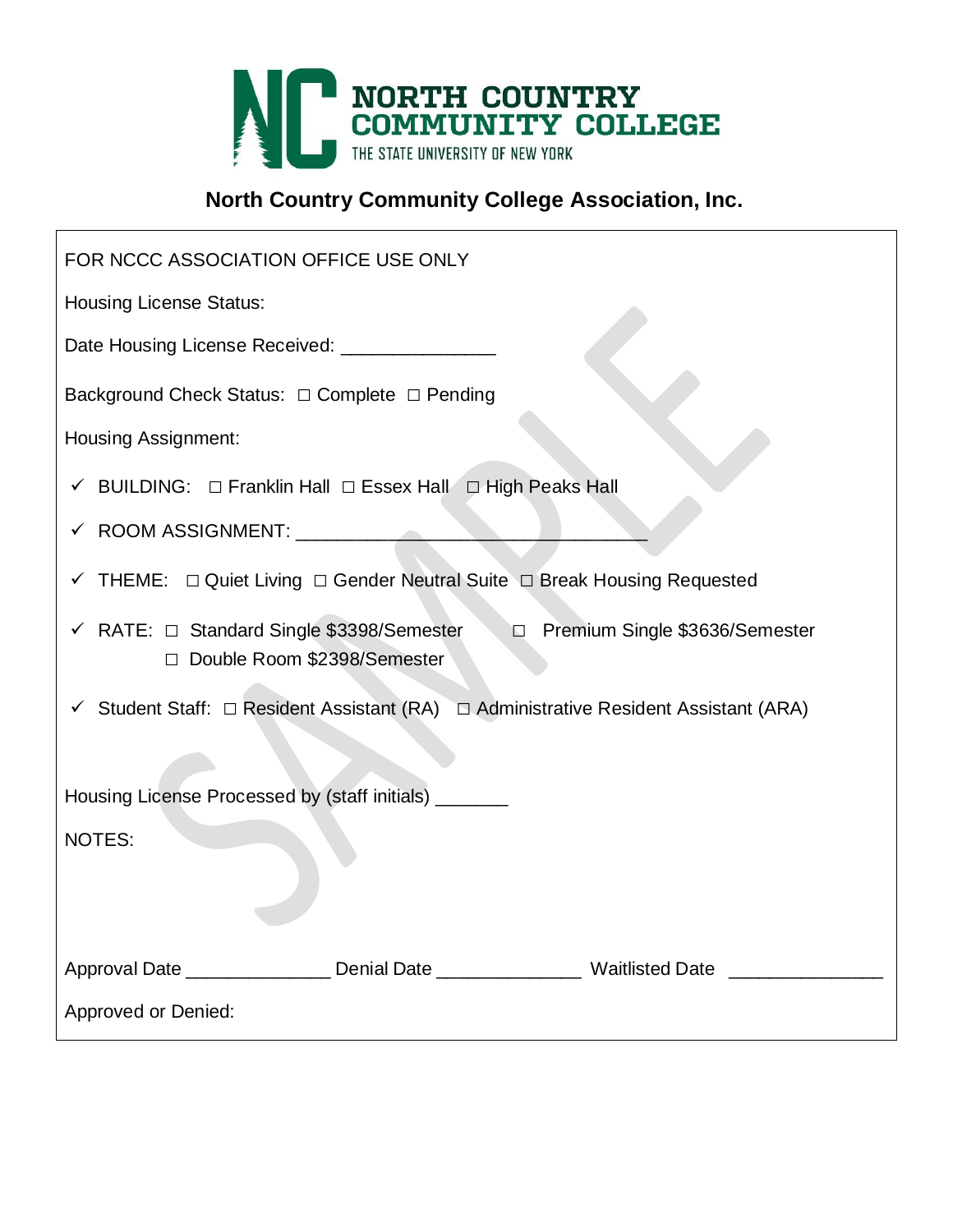NORTH COUNTRY COMMUNITY COLLEGE
THE STATE UNIVERSITY OF NEW YORK

## North Country Community College Association, Inc.

FOR NCCC ASSOCIATION OFFICE USE ONLY

Housing License Status:

Date Housing License Received: _______________

Background Check Status: ☐ Complete ☐ Pending

Housing Assignment:

- ✓ BUILDING: ☐ Franklin Hall ☐ Essex Hall ☐ High Peaks Hall
- ✓ ROOM ASSIGNMENT: ___________________________________
- ✓ THEME: ☐ Quiet Living ☐ Gender Neutral Suite ☐ Break Housing Requested
- ✓ RATE: ☐ Standard Single $3398/Semester ☐ Premium Single $3636/Semester ☐ Double Room $2398/Semester
- ✓ Student Staff: ☐ Resident Assistant (RA) ☐ Administrative Resident Assistant (ARA)

Housing License Processed by (staff initials) _______

NOTES:

Approval Date ______________ Denial Date ______________ Waitlisted Date _______________

Approved or Denied: